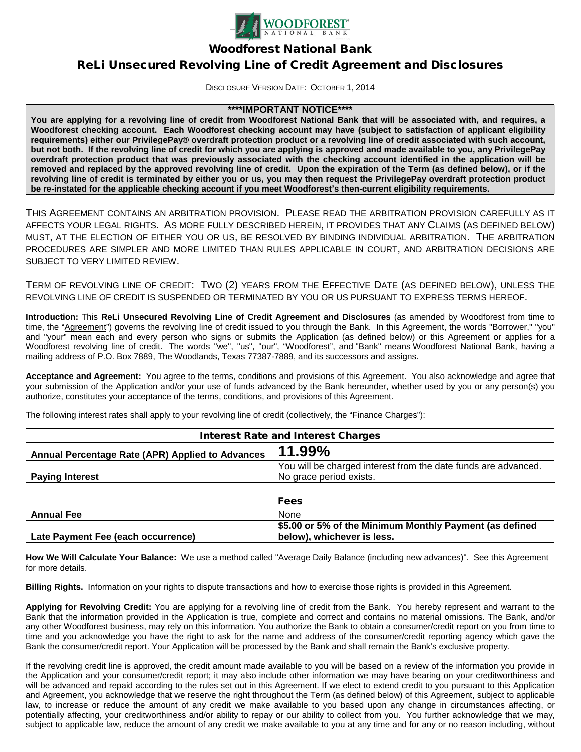# Woodforest National Bank

## ReLi Unsecured Revolving Line of Credit Agreement and Disclosures

DISCLOSURE VERSION DATE: OCTOBER 1, 2014

**\*\*\*\*IMPORTANT NOTICE\*\*\*\***

**You are applying for a revolving line of credit from Woodforest National Bank that will be associated with, and requires, a Woodforest checking account. Each Woodforest checking account may have (subject to satisfaction of applicant eligibility requirements) either our PrivilegePay® overdraft protection product or a revolving line of credit associated with such account, but not both. If the revolving line of credit for which you are applying is approved and made available to you, any PrivilegePay overdraft protection product that was previously associated with the checking account identified in the application will be removed and replaced by the approved revolving line of credit. Upon the expiration of the Term (as defined below), or if the revolving line of credit is terminated by either you or us, you may then request the PrivilegePay overdraft protection product be re-instated for the applicable checking account if you meet Woodforest's then-current eligibility requirements.**

THIS AGREEMENT CONTAINS AN ARBITRATION PROVISION. PLEASE READ THE ARBITRATION PROVISION CAREFULLY AS IT AFFECTS YOUR LEGAL RIGHTS. AS MORE FULLY DESCRIBED HEREIN, IT PROVIDES THAT ANY CLAIMS (AS DEFINED BELOW) MUST, AT THE ELECTION OF EITHER YOU OR US, BE RESOLVED BY BINDING INDIVIDUAL ARBITRATION. THE ARBITRATION PROCEDURES ARE SIMPLER AND MORE LIMITED THAN RULES APPLICABLE IN COURT, AND ARBITRATION DECISIONS ARE SUBJECT TO VERY LIMITED REVIEW.

TERM OF REVOLVING LINE OF CREDIT: TWO (2) YEARS FROM THE EFFECTIVE DATE (AS DEFINED BELOW), UNLESS THE REVOLVING LINE OF CREDIT IS SUSPENDED OR TERMINATED BY YOU OR US PURSUANT TO EXPRESS TERMS HEREOF.

**Introduction:** This **ReLi Unsecured Revolving Line of Credit Agreement and Disclosures** (as amended by Woodforest from time to time, the "Agreement") governs the revolving line of credit issued to you through the Bank. In this Agreement, the words "Borrower," "you" and "your" mean each and every person who signs or submits the Application (as defined below) or this Agreement or applies for a Woodforest revolving line of credit. The words "we", "us", "our", "Woodforest", and "Bank" means Woodforest National Bank, having a mailing address of P.O. Box 7889, The Woodlands, Texas 77387-7889, and its successors and assigns.

**Acceptance and Agreement:** You agree to the terms, conditions and provisions of this Agreement. You also acknowledge and agree that your submission of the Application and/or your use of funds advanced by the Bank hereunder, whether used by you or any person(s) you authorize, constitutes your acceptance of the terms, conditions, and provisions of this Agreement.

The following interest rates shall apply to your revolving line of credit (collectively, the "Finance Charges"):

| Interest Rate and Interest Charges | |
|---|---|
| **Annual Percentage Rate (APR) Applied to Advances** | **11.99%** |
| **Paying Interest** | You will be charged interest from the date funds are advanced. No grace period exists. |

| Fees | |
|---|---|
| **Annual Fee** | None |
| **Late Payment Fee (each occurrence)** | **$5.00 or 5% of the Minimum Monthly Payment (as defined below), whichever is less.** |

**How We Will Calculate Your Balance:** We use a method called "Average Daily Balance (including new advances)". See this Agreement for more details.

**Billing Rights.** Information on your rights to dispute transactions and how to exercise those rights is provided in this Agreement.

**Applying for Revolving Credit:** You are applying for a revolving line of credit from the Bank. You hereby represent and warrant to the Bank that the information provided in the Application is true, complete and correct and contains no material omissions. The Bank, and/or any other Woodforest business, may rely on this information. You authorize the Bank to obtain a consumer/credit report on you from time to time and you acknowledge you have the right to ask for the name and address of the consumer/credit reporting agency which gave the Bank the consumer/credit report. Your Application will be processed by the Bank and shall remain the Bank's exclusive property.

If the revolving credit line is approved, the credit amount made available to you will be based on a review of the information you provide in the Application and your consumer/credit report; it may also include other information we may have bearing on your creditworthiness and will be advanced and repaid according to the rules set out in this Agreement. If we elect to extend credit to you pursuant to this Application and Agreement, you acknowledge that we reserve the right throughout the Term (as defined below) of this Agreement, subject to applicable law, to increase or reduce the amount of any credit we make available to you based upon any change in circumstances affecting, or potentially affecting, your creditworthiness and/or ability to repay or our ability to collect from you. You further acknowledge that we may, subject to applicable law, reduce the amount of any credit we make available to you at any time and for any or no reason including, without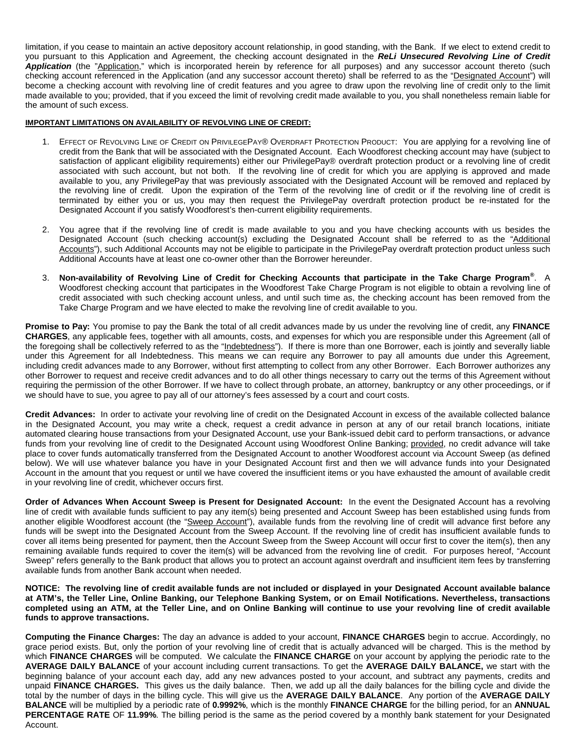limitation, if you cease to maintain an active depository account relationship, in good standing, with the Bank. If we elect to extend credit to you pursuant to this Application and Agreement, the checking account designated in the ***ReLi Unsecured Revolving Line of Credit Application*** (the "Application," which is incorporated herein by reference for all purposes) and any successor account thereto (such checking account referenced in the Application (and any successor account thereto) shall be referred to as the "Designated Account") will become a checking account with revolving line of credit features and you agree to draw upon the revolving line of credit only to the limit made available to you; provided, that if you exceed the limit of revolving credit made available to you, you shall nonetheless remain liable for the amount of such excess.

**IMPORTANT LIMITATIONS ON AVAILABILITY OF REVOLVING LINE OF CREDIT:**

1. EFFECT OF REVOLVING LINE OF CREDIT ON PRIVILEGEPAY® OVERDRAFT PROTECTION PRODUCT: You are applying for a revolving line of credit from the Bank that will be associated with the Designated Account. Each Woodforest checking account may have (subject to satisfaction of applicant eligibility requirements) either our PrivilegePay® overdraft protection product or a revolving line of credit associated with such account, but not both. If the revolving line of credit for which you are applying is approved and made available to you, any PrivilegePay that was previously associated with the Designated Account will be removed and replaced by the revolving line of credit. Upon the expiration of the Term of the revolving line of credit or if the revolving line of credit is terminated by either you or us, you may then request the PrivilegePay overdraft protection product be re-instated for the Designated Account if you satisfy Woodforest's then-current eligibility requirements.

2. You agree that if the revolving line of credit is made available to you and you have checking accounts with us besides the Designated Account (such checking account(s) excluding the Designated Account shall be referred to as the "Additional Accounts"), such Additional Accounts may not be eligible to participate in the PrivilegePay overdraft protection product unless such Additional Accounts have at least one co-owner other than the Borrower hereunder.

3. **Non-availability of Revolving Line of Credit for Checking Accounts that participate in the Take Charge Program®**. A Woodforest checking account that participates in the Woodforest Take Charge Program is not eligible to obtain a revolving line of credit associated with such checking account unless, and until such time as, the checking account has been removed from the Take Charge Program and we have elected to make the revolving line of credit available to you.

**Promise to Pay:** You promise to pay the Bank the total of all credit advances made by us under the revolving line of credit, any **FINANCE CHARGES**, any applicable fees, together with all amounts, costs, and expenses for which you are responsible under this Agreement (all of the foregoing shall be collectively referred to as the "Indebtedness"). If there is more than one Borrower, each is jointly and severally liable under this Agreement for all Indebtedness. This means we can require any Borrower to pay all amounts due under this Agreement, including credit advances made to any Borrower, without first attempting to collect from any other Borrower. Each Borrower authorizes any other Borrower to request and receive credit advances and to do all other things necessary to carry out the terms of this Agreement without requiring the permission of the other Borrower. If we have to collect through probate, an attorney, bankruptcy or any other proceedings, or if we should have to sue, you agree to pay all of our attorney's fees assessed by a court and court costs.

**Credit Advances:** In order to activate your revolving line of credit on the Designated Account in excess of the available collected balance in the Designated Account, you may write a check, request a credit advance in person at any of our retail branch locations, initiate automated clearing house transactions from your Designated Account, use your Bank-issued debit card to perform transactions, or advance funds from your revolving line of credit to the Designated Account using Woodforest Online Banking; provided, no credit advance will take place to cover funds automatically transferred from the Designated Account to another Woodforest account via Account Sweep (as defined below). We will use whatever balance you have in your Designated Account first and then we will advance funds into your Designated Account in the amount that you request or until we have covered the insufficient items or you have exhausted the amount of available credit in your revolving line of credit, whichever occurs first.

**Order of Advances When Account Sweep is Present for Designated Account:** In the event the Designated Account has a revolving line of credit with available funds sufficient to pay any item(s) being presented and Account Sweep has been established using funds from another eligible Woodforest account (the "Sweep Account"), available funds from the revolving line of credit will advance first before any funds will be swept into the Designated Account from the Sweep Account. If the revolving line of credit has insufficient available funds to cover all items being presented for payment, then the Account Sweep from the Sweep Account will occur first to cover the item(s), then any remaining available funds required to cover the item(s) will be advanced from the revolving line of credit. For purposes hereof, "Account Sweep" refers generally to the Bank product that allows you to protect an account against overdraft and insufficient item fees by transferring available funds from another Bank account when needed.

**NOTICE: The revolving line of credit available funds are not included or displayed in your Designated Account available balance at ATM's, the Teller Line, Online Banking, our Telephone Banking System, or on Email Notifications. Nevertheless, transactions completed using an ATM, at the Teller Line, and on Online Banking will continue to use your revolving line of credit available funds to approve transactions.**

**Computing the Finance Charges:** The day an advance is added to your account, **FINANCE CHARGES** begin to accrue. Accordingly, no grace period exists. But, only the portion of your revolving line of credit that is actually advanced will be charged. This is the method by which **FINANCE CHARGES** will be computed. We calculate the **FINANCE CHARGE** on your account by applying the periodic rate to the **AVERAGE DAILY BALANCE** of your account including current transactions. To get the **AVERAGE DAILY BALANCE,** we start with the beginning balance of your account each day, add any new advances posted to your account, and subtract any payments, credits and unpaid **FINANCE CHARGES.** This gives us the daily balance. Then, we add up all the daily balances for the billing cycle and divide the total by the number of days in the billing cycle. This will give us the **AVERAGE DAILY BALANCE**. Any portion of the **AVERAGE DAILY BALANCE** will be multiplied by a periodic rate of **0.9992%**, which is the monthly **FINANCE CHARGE** for the billing period, for an **ANNUAL PERCENTAGE RATE** OF **11.99%**. The billing period is the same as the period covered by a monthly bank statement for your Designated Account.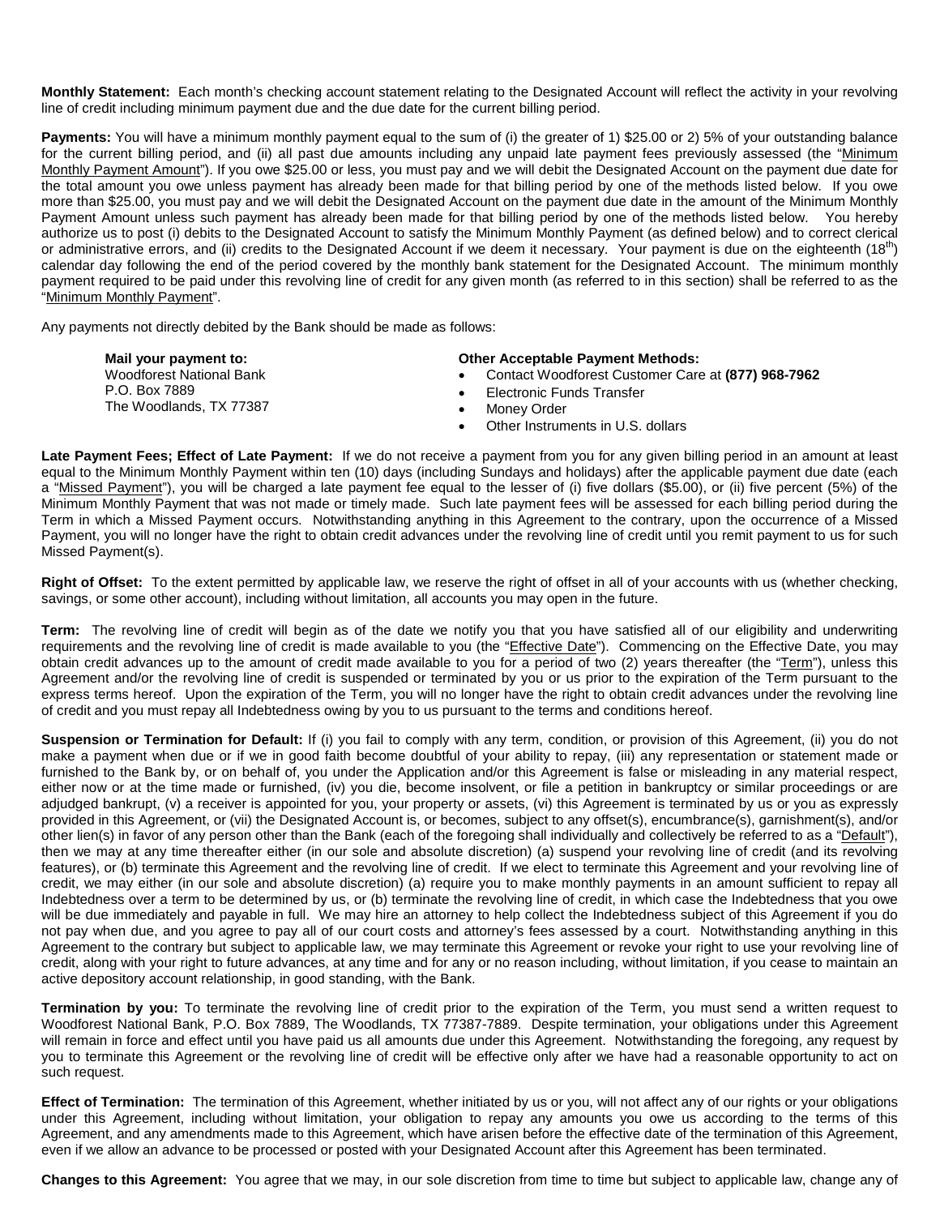**Monthly Statement:** Each month's checking account statement relating to the Designated Account will reflect the activity in your revolving line of credit including minimum payment due and the due date for the current billing period.

**Payments:** You will have a minimum monthly payment equal to the sum of (i) the greater of 1) $25.00 or 2) 5% of your outstanding balance for the current billing period, and (ii) all past due amounts including any unpaid late payment fees previously assessed (the "Minimum Monthly Payment Amount"). If you owe $25.00 or less, you must pay and we will debit the Designated Account on the payment due date for the total amount you owe unless payment has already been made for that billing period by one of the methods listed below. If you owe more than $25.00, you must pay and we will debit the Designated Account on the payment due date in the amount of the Minimum Monthly Payment Amount unless such payment has already been made for that billing period by one of the methods listed below. You hereby authorize us to post (i) debits to the Designated Account to satisfy the Minimum Monthly Payment (as defined below) and to correct clerical or administrative errors, and (ii) credits to the Designated Account if we deem it necessary. Your payment is due on the eighteenth (18th) calendar day following the end of the period covered by the monthly bank statement for the Designated Account. The minimum monthly payment required to be paid under this revolving line of credit for any given month (as referred to in this section) shall be referred to as the "Minimum Monthly Payment".

Any payments not directly debited by the Bank should be made as follows:

**Mail your payment to:**
Woodforest National Bank
P.O. Box 7889
The Woodlands, TX 77387

**Other Acceptable Payment Methods:**

- Contact Woodforest Customer Care at **(877) 968-7962**
- Electronic Funds Transfer
- Money Order
- Other Instruments in U.S. dollars

**Late Payment Fees; Effect of Late Payment:** If we do not receive a payment from you for any given billing period in an amount at least equal to the Minimum Monthly Payment within ten (10) days (including Sundays and holidays) after the applicable payment due date (each a "Missed Payment"), you will be charged a late payment fee equal to the lesser of (i) five dollars ($5.00), or (ii) five percent (5%) of the Minimum Monthly Payment that was not made or timely made. Such late payment fees will be assessed for each billing period during the Term in which a Missed Payment occurs. Notwithstanding anything in this Agreement to the contrary, upon the occurrence of a Missed Payment, you will no longer have the right to obtain credit advances under the revolving line of credit until you remit payment to us for such Missed Payment(s).

**Right of Offset:** To the extent permitted by applicable law, we reserve the right of offset in all of your accounts with us (whether checking, savings, or some other account), including without limitation, all accounts you may open in the future.

**Term:** The revolving line of credit will begin as of the date we notify you that you have satisfied all of our eligibility and underwriting requirements and the revolving line of credit is made available to you (the "Effective Date"). Commencing on the Effective Date, you may obtain credit advances up to the amount of credit made available to you for a period of two (2) years thereafter (the "Term"), unless this Agreement and/or the revolving line of credit is suspended or terminated by you or us prior to the expiration of the Term pursuant to the express terms hereof. Upon the expiration of the Term, you will no longer have the right to obtain credit advances under the revolving line of credit and you must repay all Indebtedness owing by you to us pursuant to the terms and conditions hereof.

**Suspension or Termination for Default:** If (i) you fail to comply with any term, condition, or provision of this Agreement, (ii) you do not make a payment when due or if we in good faith become doubtful of your ability to repay, (iii) any representation or statement made or furnished to the Bank by, or on behalf of, you under the Application and/or this Agreement is false or misleading in any material respect, either now or at the time made or furnished, (iv) you die, become insolvent, or file a petition in bankruptcy or similar proceedings or are adjudged bankrupt, (v) a receiver is appointed for you, your property or assets, (vi) this Agreement is terminated by us or you as expressly provided in this Agreement, or (vii) the Designated Account is, or becomes, subject to any offset(s), encumbrance(s), garnishment(s), and/or other lien(s) in favor of any person other than the Bank (each of the foregoing shall individually and collectively be referred to as a "Default"), then we may at any time thereafter either (in our sole and absolute discretion) (a) suspend your revolving line of credit (and its revolving features), or (b) terminate this Agreement and the revolving line of credit. If we elect to terminate this Agreement and your revolving line of credit, we may either (in our sole and absolute discretion) (a) require you to make monthly payments in an amount sufficient to repay all Indebtedness over a term to be determined by us, or (b) terminate the revolving line of credit, in which case the Indebtedness that you owe will be due immediately and payable in full. We may hire an attorney to help collect the Indebtedness subject of this Agreement if you do not pay when due, and you agree to pay all of our court costs and attorney's fees assessed by a court. Notwithstanding anything in this Agreement to the contrary but subject to applicable law, we may terminate this Agreement or revoke your right to use your revolving line of credit, along with your right to future advances, at any time and for any or no reason including, without limitation, if you cease to maintain an active depository account relationship, in good standing, with the Bank.

**Termination by you:** To terminate the revolving line of credit prior to the expiration of the Term, you must send a written request to Woodforest National Bank, P.O. Box 7889, The Woodlands, TX 77387-7889. Despite termination, your obligations under this Agreement will remain in force and effect until you have paid us all amounts due under this Agreement. Notwithstanding the foregoing, any request by you to terminate this Agreement or the revolving line of credit will be effective only after we have had a reasonable opportunity to act on such request.

**Effect of Termination:** The termination of this Agreement, whether initiated by us or you, will not affect any of our rights or your obligations under this Agreement, including without limitation, your obligation to repay any amounts you owe us according to the terms of this Agreement, and any amendments made to this Agreement, which have arisen before the effective date of the termination of this Agreement, even if we allow an advance to be processed or posted with your Designated Account after this Agreement has been terminated.

**Changes to this Agreement:** You agree that we may, in our sole discretion from time to time but subject to applicable law, change any of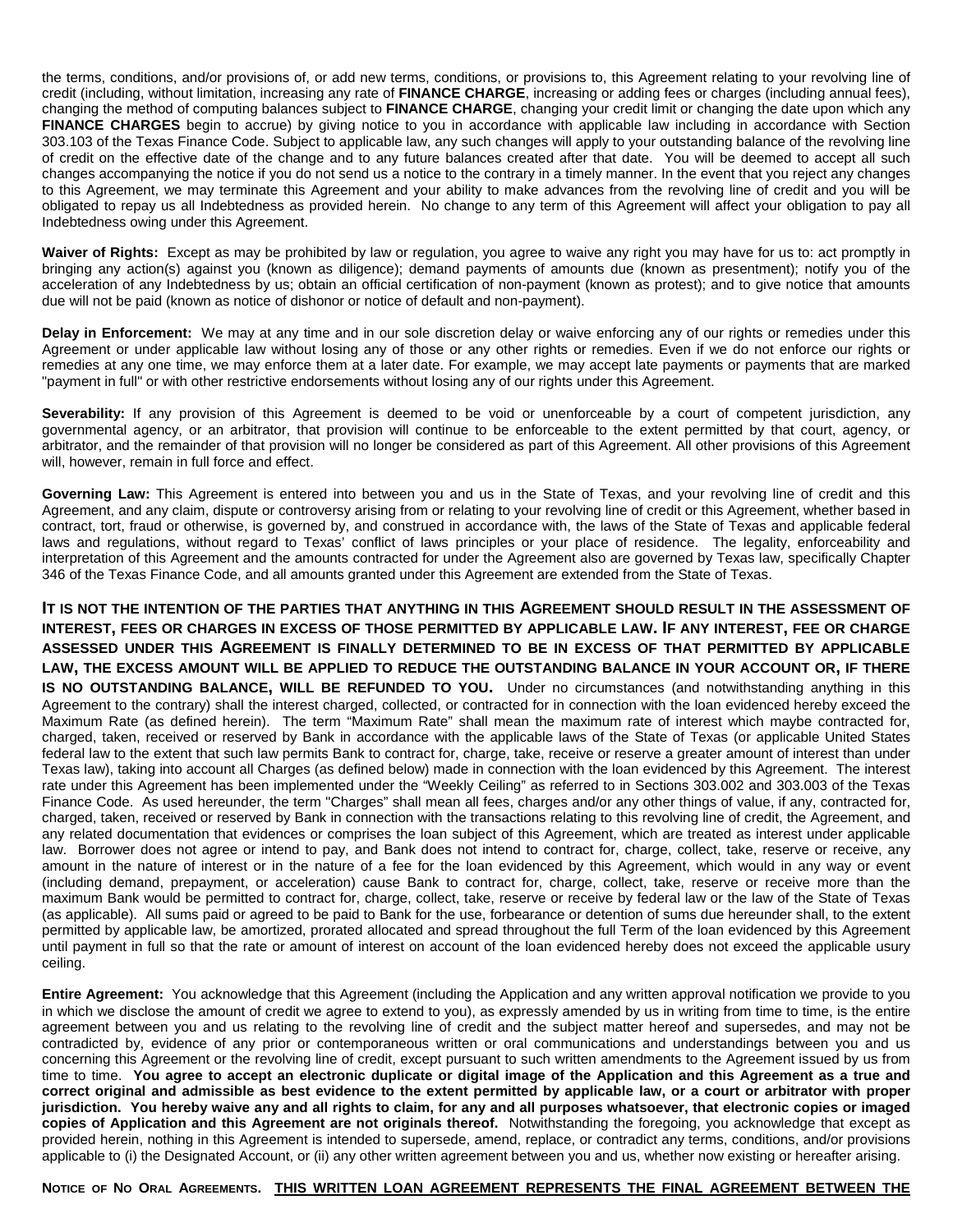the terms, conditions, and/or provisions of, or add new terms, conditions, or provisions to, this Agreement relating to your revolving line of credit (including, without limitation, increasing any rate of **FINANCE CHARGE**, increasing or adding fees or charges (including annual fees), changing the method of computing balances subject to **FINANCE CHARGE**, changing your credit limit or changing the date upon which any **FINANCE CHARGES** begin to accrue) by giving notice to you in accordance with applicable law including in accordance with Section 303.103 of the Texas Finance Code. Subject to applicable law, any such changes will apply to your outstanding balance of the revolving line of credit on the effective date of the change and to any future balances created after that date. You will be deemed to accept all such changes accompanying the notice if you do not send us a notice to the contrary in a timely manner. In the event that you reject any changes to this Agreement, we may terminate this Agreement and your ability to make advances from the revolving line of credit and you will be obligated to repay us all Indebtedness as provided herein. No change to any term of this Agreement will affect your obligation to pay all Indebtedness owing under this Agreement.

**Waiver of Rights:** Except as may be prohibited by law or regulation, you agree to waive any right you may have for us to: act promptly in bringing any action(s) against you (known as diligence); demand payments of amounts due (known as presentment); notify you of the acceleration of any Indebtedness by us; obtain an official certification of non-payment (known as protest); and to give notice that amounts due will not be paid (known as notice of dishonor or notice of default and non-payment).

**Delay in Enforcement:** We may at any time and in our sole discretion delay or waive enforcing any of our rights or remedies under this Agreement or under applicable law without losing any of those or any other rights or remedies. Even if we do not enforce our rights or remedies at any one time, we may enforce them at a later date. For example, we may accept late payments or payments that are marked "payment in full" or with other restrictive endorsements without losing any of our rights under this Agreement.

**Severability:** If any provision of this Agreement is deemed to be void or unenforceable by a court of competent jurisdiction, any governmental agency, or an arbitrator, that provision will continue to be enforceable to the extent permitted by that court, agency, or arbitrator, and the remainder of that provision will no longer be considered as part of this Agreement. All other provisions of this Agreement will, however, remain in full force and effect.

**Governing Law:** This Agreement is entered into between you and us in the State of Texas, and your revolving line of credit and this Agreement, and any claim, dispute or controversy arising from or relating to your revolving line of credit or this Agreement, whether based in contract, tort, fraud or otherwise, is governed by, and construed in accordance with, the laws of the State of Texas and applicable federal laws and regulations, without regard to Texas' conflict of laws principles or your place of residence. The legality, enforceability and interpretation of this Agreement and the amounts contracted for under the Agreement also are governed by Texas law, specifically Chapter 346 of the Texas Finance Code, and all amounts granted under this Agreement are extended from the State of Texas.

**IT IS NOT THE INTENTION OF THE PARTIES THAT ANYTHING IN THIS AGREEMENT SHOULD RESULT IN THE ASSESSMENT OF INTEREST, FEES OR CHARGES IN EXCESS OF THOSE PERMITTED BY APPLICABLE LAW. IF ANY INTEREST, FEE OR CHARGE ASSESSED UNDER THIS AGREEMENT IS FINALLY DETERMINED TO BE IN EXCESS OF THAT PERMITTED BY APPLICABLE LAW, THE EXCESS AMOUNT WILL BE APPLIED TO REDUCE THE OUTSTANDING BALANCE IN YOUR ACCOUNT OR, IF THERE IS NO OUTSTANDING BALANCE, WILL BE REFUNDED TO YOU.** Under no circumstances (and notwithstanding anything in this Agreement to the contrary) shall the interest charged, collected, or contracted for in connection with the loan evidenced hereby exceed the Maximum Rate (as defined herein). The term "Maximum Rate" shall mean the maximum rate of interest which maybe contracted for, charged, taken, received or reserved by Bank in accordance with the applicable laws of the State of Texas (or applicable United States federal law to the extent that such law permits Bank to contract for, charge, take, receive or reserve a greater amount of interest than under Texas law), taking into account all Charges (as defined below) made in connection with the loan evidenced by this Agreement. The interest rate under this Agreement has been implemented under the "Weekly Ceiling" as referred to in Sections 303.002 and 303.003 of the Texas Finance Code. As used hereunder, the term "Charges" shall mean all fees, charges and/or any other things of value, if any, contracted for, charged, taken, received or reserved by Bank in connection with the transactions relating to this revolving line of credit, the Agreement, and any related documentation that evidences or comprises the loan subject of this Agreement, which are treated as interest under applicable law. Borrower does not agree or intend to pay, and Bank does not intend to contract for, charge, collect, take, reserve or receive, any amount in the nature of interest or in the nature of a fee for the loan evidenced by this Agreement, which would in any way or event (including demand, prepayment, or acceleration) cause Bank to contract for, charge, collect, take, reserve or receive more than the maximum Bank would be permitted to contract for, charge, collect, take, reserve or receive by federal law or the law of the State of Texas (as applicable). All sums paid or agreed to be paid to Bank for the use, forbearance or detention of sums due hereunder shall, to the extent permitted by applicable law, be amortized, prorated allocated and spread throughout the full Term of the loan evidenced by this Agreement until payment in full so that the rate or amount of interest on account of the loan evidenced hereby does not exceed the applicable usury ceiling.

**Entire Agreement:** You acknowledge that this Agreement (including the Application and any written approval notification we provide to you in which we disclose the amount of credit we agree to extend to you), as expressly amended by us in writing from time to time, is the entire agreement between you and us relating to the revolving line of credit and the subject matter hereof and supersedes, and may not be contradicted by, evidence of any prior or contemporaneous written or oral communications and understandings between you and us concerning this Agreement or the revolving line of credit, except pursuant to such written amendments to the Agreement issued by us from time to time. **You agree to accept an electronic duplicate or digital image of the Application and this Agreement as a true and correct original and admissible as best evidence to the extent permitted by applicable law, or a court or arbitrator with proper jurisdiction. You hereby waive any and all rights to claim, for any and all purposes whatsoever, that electronic copies or imaged copies of Application and this Agreement are not originals thereof.** Notwithstanding the foregoing, you acknowledge that except as provided herein, nothing in this Agreement is intended to supersede, amend, replace, or contradict any terms, conditions, and/or provisions applicable to (i) the Designated Account, or (ii) any other written agreement between you and us, whether now existing or hereafter arising.

**NOTICE OF NO ORAL AGREEMENTS.** **THIS WRITTEN LOAN AGREEMENT REPRESENTS THE FINAL AGREEMENT BETWEEN THE**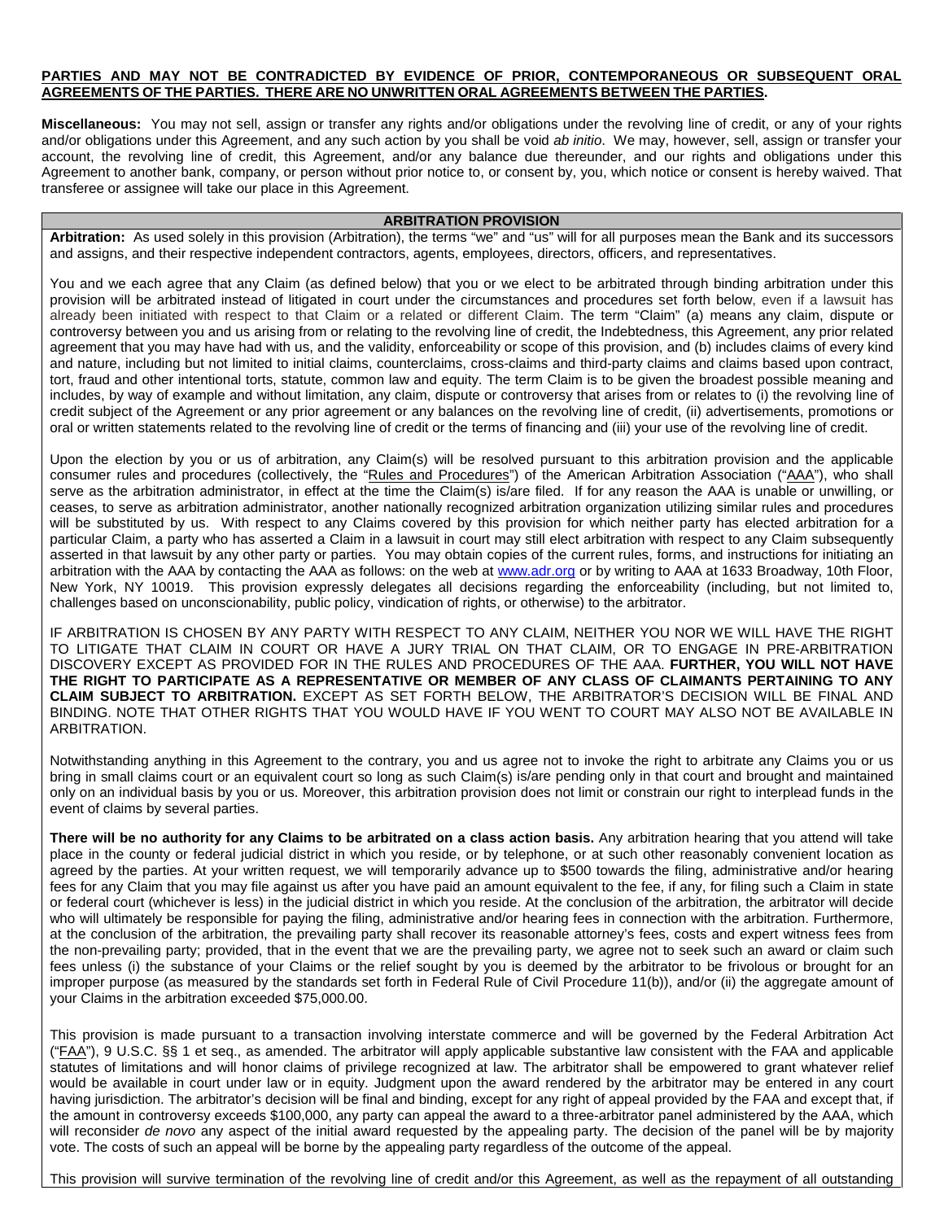**PARTIES AND MAY NOT BE CONTRADICTED BY EVIDENCE OF PRIOR, CONTEMPORANEOUS OR SUBSEQUENT ORAL AGREEMENTS OF THE PARTIES. THERE ARE NO UNWRITTEN ORAL AGREEMENTS BETWEEN THE PARTIES.**

**Miscellaneous:** You may not sell, assign or transfer any rights and/or obligations under the revolving line of credit, or any of your rights and/or obligations under this Agreement, and any such action by you shall be void *ab initio*. We may, however, sell, assign or transfer your account, the revolving line of credit, this Agreement, and/or any balance due thereunder, and our rights and obligations under this Agreement to another bank, company, or person without prior notice to, or consent by, you, which notice or consent is hereby waived. That transferee or assignee will take our place in this Agreement.

## ARBITRATION PROVISION

**Arbitration:** As used solely in this provision (Arbitration), the terms "we" and "us" will for all purposes mean the Bank and its successors and assigns, and their respective independent contractors, agents, employees, directors, officers, and representatives.

You and we each agree that any Claim (as defined below) that you or we elect to be arbitrated through binding arbitration under this provision will be arbitrated instead of litigated in court under the circumstances and procedures set forth below, even if a lawsuit has already been initiated with respect to that Claim or a related or different Claim. The term "Claim" (a) means any claim, dispute or controversy between you and us arising from or relating to the revolving line of credit, the Indebtedness, this Agreement, any prior related agreement that you may have had with us, and the validity, enforceability or scope of this provision, and (b) includes claims of every kind and nature, including but not limited to initial claims, counterclaims, cross-claims and third-party claims and claims based upon contract, tort, fraud and other intentional torts, statute, common law and equity. The term Claim is to be given the broadest possible meaning and includes, by way of example and without limitation, any claim, dispute or controversy that arises from or relates to (i) the revolving line of credit subject of the Agreement or any prior agreement or any balances on the revolving line of credit, (ii) advertisements, promotions or oral or written statements related to the revolving line of credit or the terms of financing and (iii) your use of the revolving line of credit.

Upon the election by you or us of arbitration, any Claim(s) will be resolved pursuant to this arbitration provision and the applicable consumer rules and procedures (collectively, the "Rules and Procedures") of the American Arbitration Association ("AAA"), who shall serve as the arbitration administrator, in effect at the time the Claim(s) is/are filed. If for any reason the AAA is unable or unwilling, or ceases, to serve as arbitration administrator, another nationally recognized arbitration organization utilizing similar rules and procedures will be substituted by us. With respect to any Claims covered by this provision for which neither party has elected arbitration for a particular Claim, a party who has asserted a Claim in a lawsuit in court may still elect arbitration with respect to any Claim subsequently asserted in that lawsuit by any other party or parties. You may obtain copies of the current rules, forms, and instructions for initiating an arbitration with the AAA by contacting the AAA as follows: on the web at www.adr.org or by writing to AAA at 1633 Broadway, 10th Floor, New York, NY 10019. This provision expressly delegates all decisions regarding the enforceability (including, but not limited to, challenges based on unconscionability, public policy, vindication of rights, or otherwise) to the arbitrator.

IF ARBITRATION IS CHOSEN BY ANY PARTY WITH RESPECT TO ANY CLAIM, NEITHER YOU NOR WE WILL HAVE THE RIGHT TO LITIGATE THAT CLAIM IN COURT OR HAVE A JURY TRIAL ON THAT CLAIM, OR TO ENGAGE IN PRE-ARBITRATION DISCOVERY EXCEPT AS PROVIDED FOR IN THE RULES AND PROCEDURES OF THE AAA. **FURTHER, YOU WILL NOT HAVE THE RIGHT TO PARTICIPATE AS A REPRESENTATIVE OR MEMBER OF ANY CLASS OF CLAIMANTS PERTAINING TO ANY CLAIM SUBJECT TO ARBITRATION.** EXCEPT AS SET FORTH BELOW, THE ARBITRATOR'S DECISION WILL BE FINAL AND BINDING. NOTE THAT OTHER RIGHTS THAT YOU WOULD HAVE IF YOU WENT TO COURT MAY ALSO NOT BE AVAILABLE IN ARBITRATION.

Notwithstanding anything in this Agreement to the contrary, you and us agree not to invoke the right to arbitrate any Claims you or us bring in small claims court or an equivalent court so long as such Claim(s) is/are pending only in that court and brought and maintained only on an individual basis by you or us. Moreover, this arbitration provision does not limit or constrain our right to interplead funds in the event of claims by several parties.

**There will be no authority for any Claims to be arbitrated on a class action basis.** Any arbitration hearing that you attend will take place in the county or federal judicial district in which you reside, or by telephone, or at such other reasonably convenient location as agreed by the parties. At your written request, we will temporarily advance up to $500 towards the filing, administrative and/or hearing fees for any Claim that you may file against us after you have paid an amount equivalent to the fee, if any, for filing such a Claim in state or federal court (whichever is less) in the judicial district in which you reside. At the conclusion of the arbitration, the arbitrator will decide who will ultimately be responsible for paying the filing, administrative and/or hearing fees in connection with the arbitration. Furthermore, at the conclusion of the arbitration, the prevailing party shall recover its reasonable attorney's fees, costs and expert witness fees from the non-prevailing party; provided, that in the event that we are the prevailing party, we agree not to seek such an award or claim such fees unless (i) the substance of your Claims or the relief sought by you is deemed by the arbitrator to be frivolous or brought for an improper purpose (as measured by the standards set forth in Federal Rule of Civil Procedure 11(b)), and/or (ii) the aggregate amount of your Claims in the arbitration exceeded $75,000.00.

This provision is made pursuant to a transaction involving interstate commerce and will be governed by the Federal Arbitration Act ("FAA"), 9 U.S.C. §§ 1 et seq., as amended. The arbitrator will apply applicable substantive law consistent with the FAA and applicable statutes of limitations and will honor claims of privilege recognized at law. The arbitrator shall be empowered to grant whatever relief would be available in court under law or in equity. Judgment upon the award rendered by the arbitrator may be entered in any court having jurisdiction. The arbitrator's decision will be final and binding, except for any right of appeal provided by the FAA and except that, if the amount in controversy exceeds $100,000, any party can appeal the award to a three-arbitrator panel administered by the AAA, which will reconsider *de novo* any aspect of the initial award requested by the appealing party. The decision of the panel will be by majority vote. The costs of such an appeal will be borne by the appealing party regardless of the outcome of the appeal.

This provision will survive termination of the revolving line of credit and/or this Agreement, as well as the repayment of all outstanding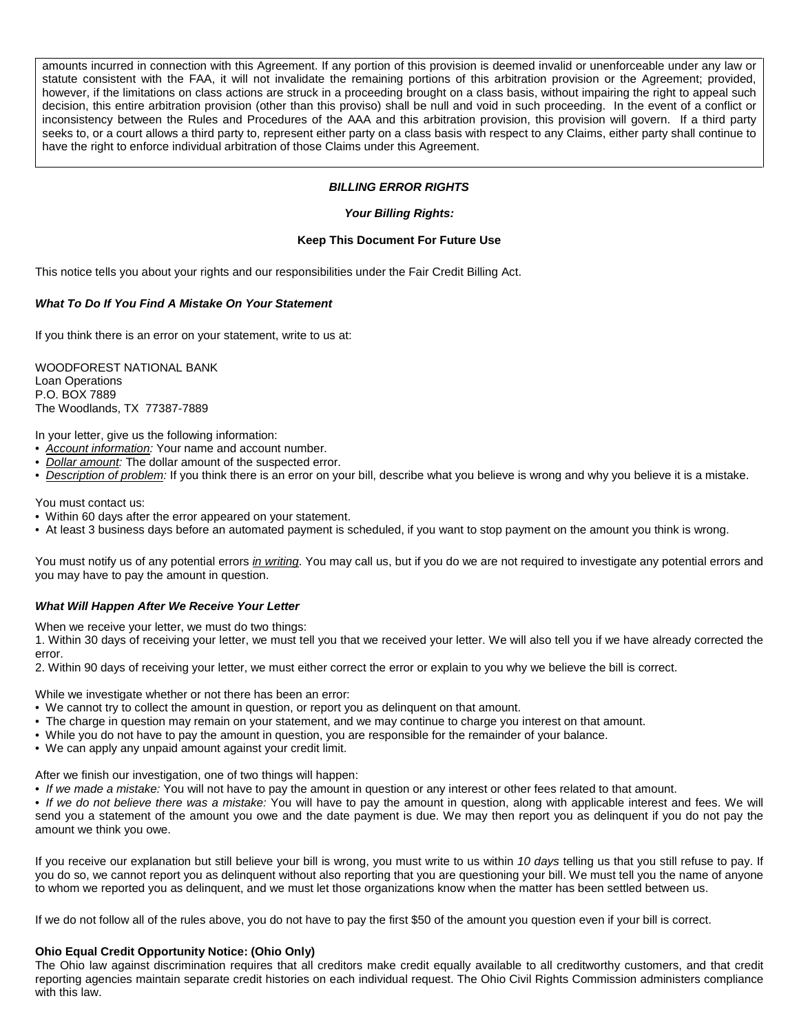amounts incurred in connection with this Agreement. If any portion of this provision is deemed invalid or unenforceable under any law or statute consistent with the FAA, it will not invalidate the remaining portions of this arbitration provision or the Agreement; provided, however, if the limitations on class actions are struck in a proceeding brought on a class basis, without impairing the right to appeal such decision, this entire arbitration provision (other than this proviso) shall be null and void in such proceeding. In the event of a conflict or inconsistency between the Rules and Procedures of the AAA and this arbitration provision, this provision will govern. If a third party seeks to, or a court allows a third party to, represent either party on a class basis with respect to any Claims, either party shall continue to have the right to enforce individual arbitration of those Claims under this Agreement.

## ***BILLING ERROR RIGHTS***

***Your Billing Rights:***

**Keep This Document For Future Use**

This notice tells you about your rights and our responsibilities under the Fair Credit Billing Act.

### ***What To Do If You Find A Mistake On Your Statement***

If you think there is an error on your statement, write to us at:

WOODFOREST NATIONAL BANK
Loan Operations
P.O. BOX 7889
The Woodlands, TX 77387-7889

In your letter, give us the following information:

- *Account information:* Your name and account number.
- *Dollar amount:* The dollar amount of the suspected error.
- *Description of problem:* If you think there is an error on your bill, describe what you believe is wrong and why you believe it is a mistake.

You must contact us:

- Within 60 days after the error appeared on your statement.
- At least 3 business days before an automated payment is scheduled, if you want to stop payment on the amount you think is wrong.

You must notify us of any potential errors *in writing*. You may call us, but if you do we are not required to investigate any potential errors and you may have to pay the amount in question.

### ***What Will Happen After We Receive Your Letter***

When we receive your letter, we must do two things:

1. Within 30 days of receiving your letter, we must tell you that we received your letter. We will also tell you if we have already corrected the error.
2. Within 90 days of receiving your letter, we must either correct the error or explain to you why we believe the bill is correct.

While we investigate whether or not there has been an error:

- We cannot try to collect the amount in question, or report you as delinquent on that amount.
- The charge in question may remain on your statement, and we may continue to charge you interest on that amount.
- While you do not have to pay the amount in question, you are responsible for the remainder of your balance.
- We can apply any unpaid amount against your credit limit.

After we finish our investigation, one of two things will happen:

- *If we made a mistake:* You will not have to pay the amount in question or any interest or other fees related to that amount.
- *If we do not believe there was a mistake:* You will have to pay the amount in question, along with applicable interest and fees. We will send you a statement of the amount you owe and the date payment is due. We may then report you as delinquent if you do not pay the amount we think you owe.

If you receive our explanation but still believe your bill is wrong, you must write to us within *10 days* telling us that you still refuse to pay. If you do so, we cannot report you as delinquent without also reporting that you are questioning your bill. We must tell you the name of anyone to whom we reported you as delinquent, and we must let those organizations know when the matter has been settled between us.

If we do not follow all of the rules above, you do not have to pay the first $50 of the amount you question even if your bill is correct.

**Ohio Equal Credit Opportunity Notice: (Ohio Only)**

The Ohio law against discrimination requires that all creditors make credit equally available to all creditworthy customers, and that credit reporting agencies maintain separate credit histories on each individual request. The Ohio Civil Rights Commission administers compliance with this law.